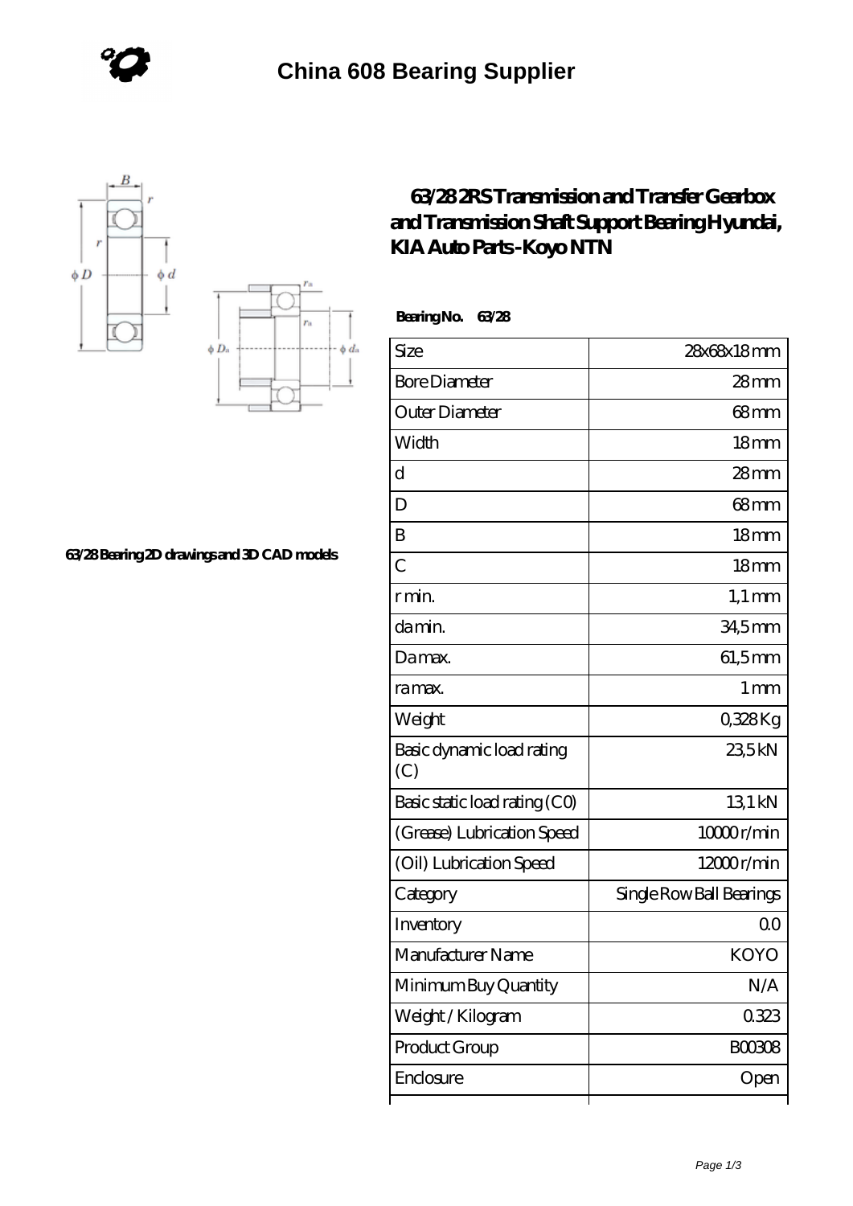# China 608 Bearing Supplier

63/28 Bearing 2D drawings and 3D CAD models

## 63/28 2RS Transmission and Transfer Gearbox and Transmission Shaft Support Bearing Hyundai, KIA Auto Parts -Koyo NTN

**Bearing No.** 63/28

| | |
|---|---|
| Size | 28x68x18 mm |
| Bore Diameter | 28 mm |
| Outer Diameter | 68 mm |
| Width | 18 mm |
| d | 28 mm |
| D | 68 mm |
| B | 18 mm |
| C | 18 mm |
| r min. | 1,1 mm |
| da min. | 34,5 mm |
| Da max. | 61,5 mm |
| ra max. | 1 mm |
| Weight | 0,328 Kg |
| Basic dynamic load rating (C) | 23,5 kN |
| Basic static load rating (C0) | 13,1 kN |
| (Grease) Lubrication Speed | 10000 r/min |
| (Oil) Lubrication Speed | 12000 r/min |
| Category | Single Row Ball Bearings |
| Inventory | 0.0 |
| Manufacturer Name | KOYO |
| Minimum Buy Quantity | N/A |
| Weight / Kilogram | 0.323 |
| Product Group | B00308 |
| Enclosure | Open |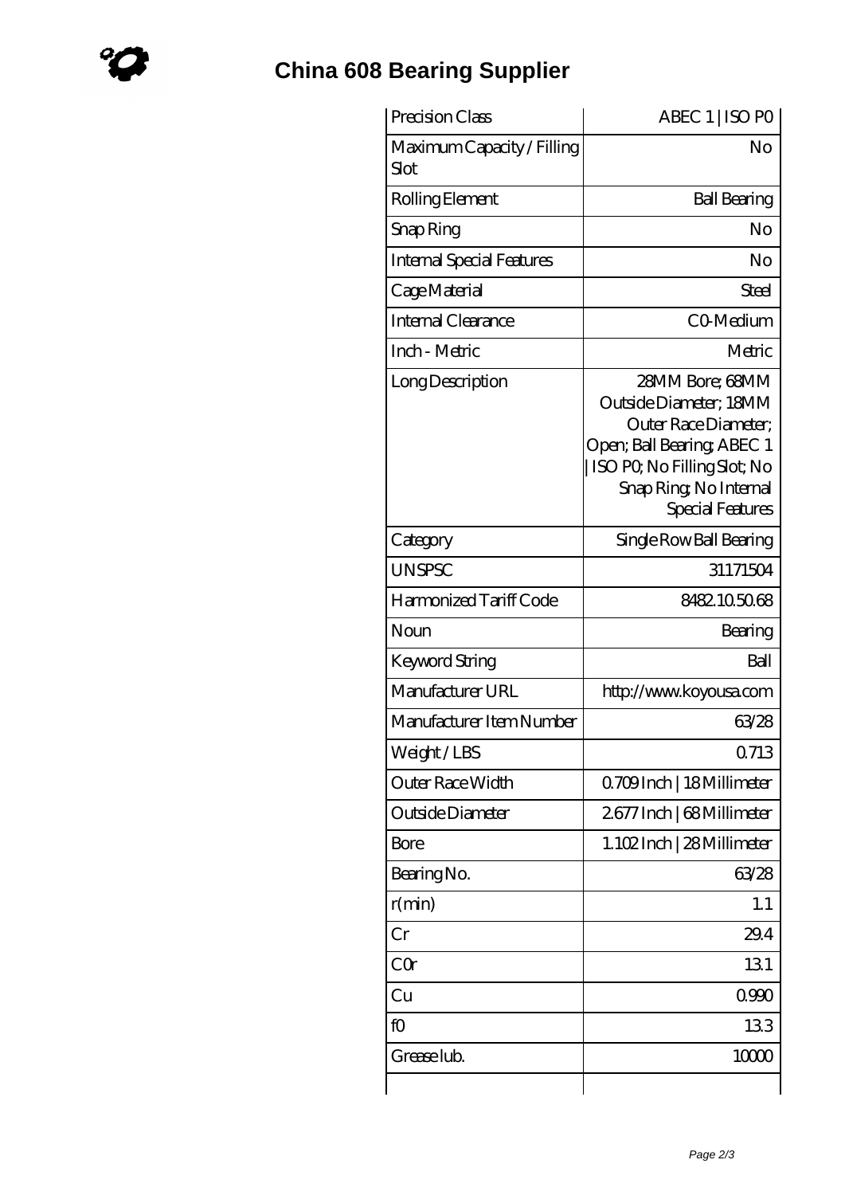# China 608 Bearing Supplier

| Precision Class | ABEC 1 \| ISO P0 |
| --- | --- |
| Maximum Capacity / Filling Slot | No |
| Rolling Element | Ball Bearing |
| Snap Ring | No |
| Internal Special Features | No |
| Cage Material | Steel |
| Internal Clearance | C0-Medium |
| Inch - Metric | Metric |
| Long Description | 28MM Bore; 68MM Outside Diameter; 18MM Outer Race Diameter; Open; Ball Bearing; ABEC 1 \| ISO P0; No Filling Slot; No Snap Ring; No Internal Special Features |
| Category | Single Row Ball Bearing |
| UNSPSC | 31171504 |
| Harmonized Tariff Code | 8482.10.50.68 |
| Noun | Bearing |
| Keyword String | Ball |
| Manufacturer URL | http://www.koyousa.com |
| Manufacturer Item Number | 63/28 |
| Weight / LBS | 0.713 |
| Outer Race Width | 0.709 Inch \| 18 Millimeter |
| Outside Diameter | 2.677 Inch \| 68 Millimeter |
| Bore | 1.102 Inch \| 28 Millimeter |
| Bearing No. | 63/28 |
| r(min) | 1.1 |
| Cr | 29.4 |
| C0r | 13.1 |
| Cu | 0.990 |
| f0 | 13.3 |
| Grease lub. | 10000 |
| | |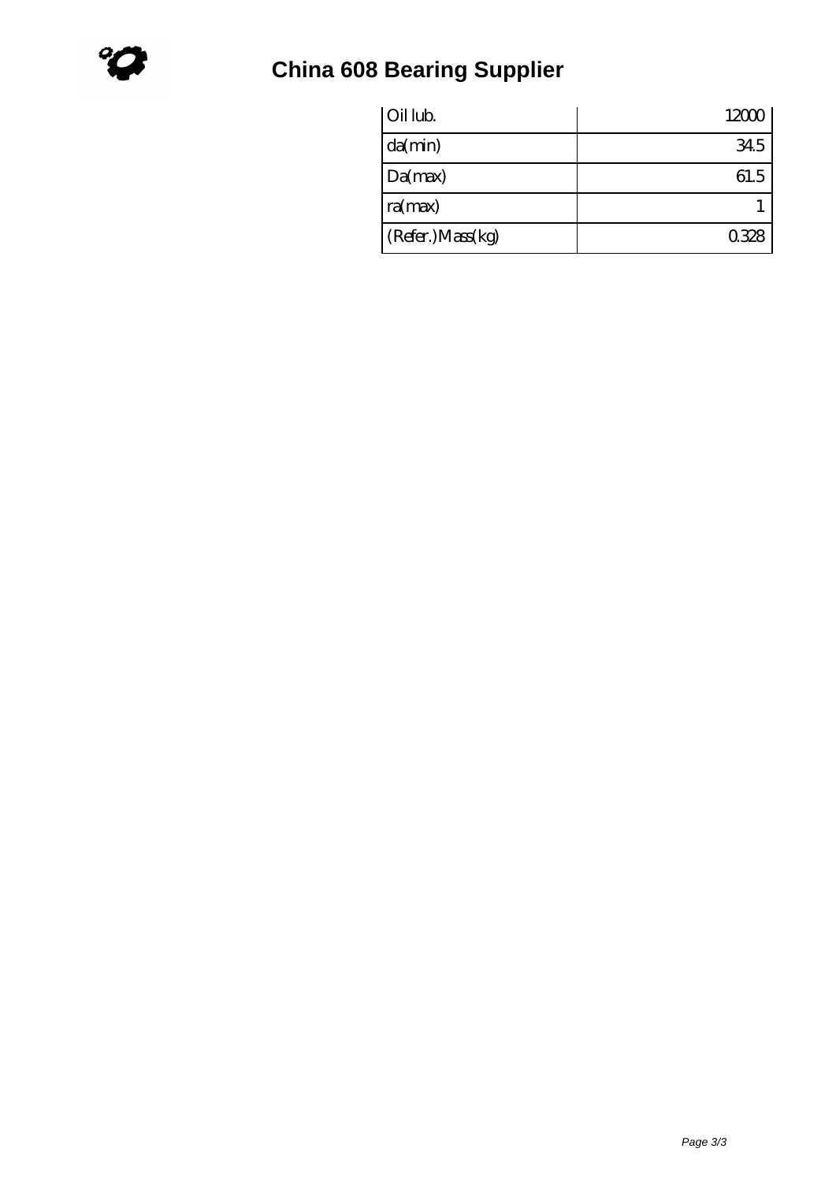| | |
|---|---|
| Oil lub. | 12000 |
| da(min) | 34.5 |
| Da(max) | 61.5 |
| ra(max) | 1 |
| (Refer.)Mass(kg) | 0.328 |